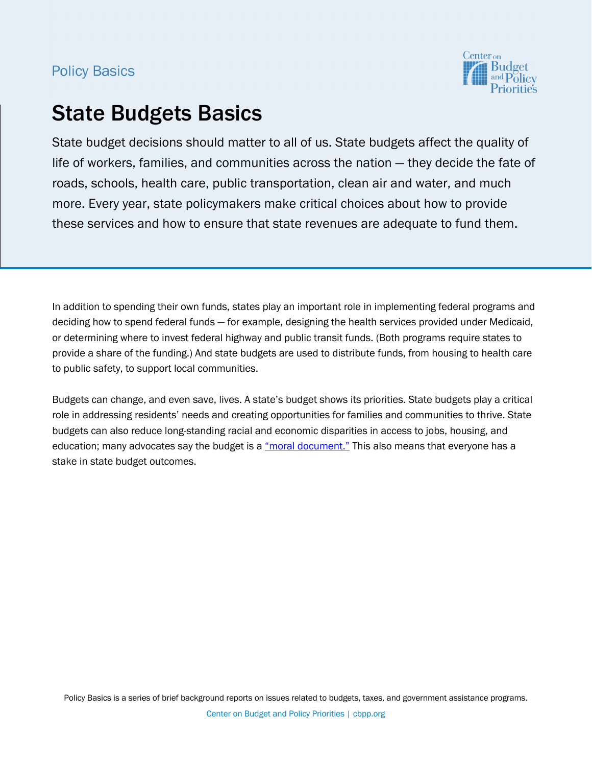Policy Basics

# State Budgets Basics

State budget decisions should matter to all of us. State budgets affect the quality of life of workers, families, and communities across the nation — they decide the fate of roads, schools, health care, public transportation, clean air and water, and much more. Every year, state policymakers make critical choices about how to provide these services and how to ensure that state revenues are adequate to fund them.

In addition to spending their own funds, states play an important role in implementing federal programs and deciding how to spend federal funds — for example, designing the health services provided under Medicaid, or determining where to invest federal highway and public transit funds. (Both programs require states to provide a share of the funding.) And state budgets are used to distribute funds, from housing to health care to public safety, to support local communities.

Budgets can change, and even save, lives. A state's budget shows its priorities. State budgets play a critical role in addressing residents' needs and creating opportunities for families and communities to thrive. State budgets can also reduce long-standing racial and economic disparities in access to jobs, housing, and education; many advocates say the budget is a "moral document." This also means that everyone has a stake in state budget outcomes.

Policy Basics is a series of brief background reports on issues related to budgets, taxes, and government assistance programs.

Center on Budget and Policy Priorities | cbpp.org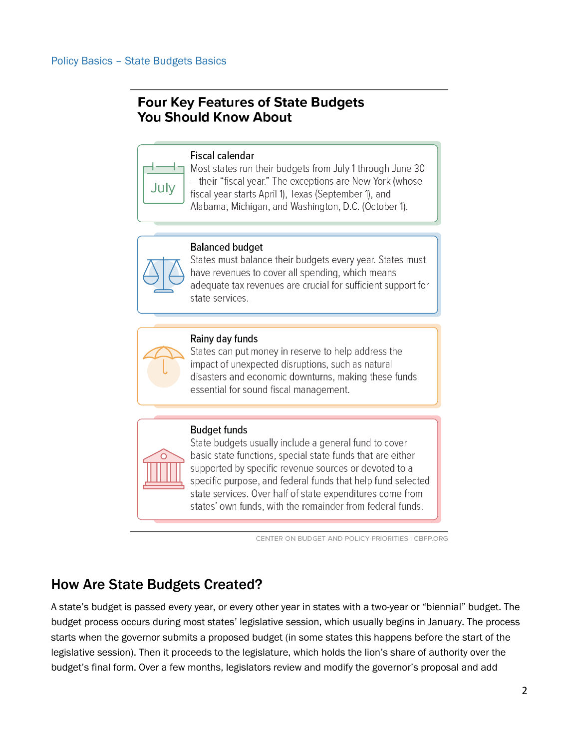## Four Key Features of State Budgets You Should Know About

**Fiscal calendar**
Most states run their budgets from July 1 through June 30 – their "fiscal year." The exceptions are New York (whose fiscal year starts April 1), Texas (September 1), and Alabama, Michigan, and Washington, D.C. (October 1).

**Balanced budget**
States must balance their budgets every year. States must have revenues to cover all spending, which means adequate tax revenues are crucial for sufficient support for state services.

**Rainy day funds**
States can put money in reserve to help address the impact of unexpected disruptions, such as natural disasters and economic downturns, making these funds essential for sound fiscal management.

**Budget funds**
State budgets usually include a general fund to cover basic state functions, special state funds that are either supported by specific revenue sources or devoted to a specific purpose, and federal funds that help fund selected state services. Over half of state expenditures come from states' own funds, with the remainder from federal funds.

CENTER ON BUDGET AND POLICY PRIORITIES | CBPP.ORG

## How Are State Budgets Created?

A state's budget is passed every year, or every other year in states with a two-year or "biennial" budget. The budget process occurs during most states' legislative session, which usually begins in January. The process starts when the governor submits a proposed budget (in some states this happens before the start of the legislative session). Then it proceeds to the legislature, which holds the lion's share of authority over the budget's final form. Over a few months, legislators review and modify the governor's proposal and add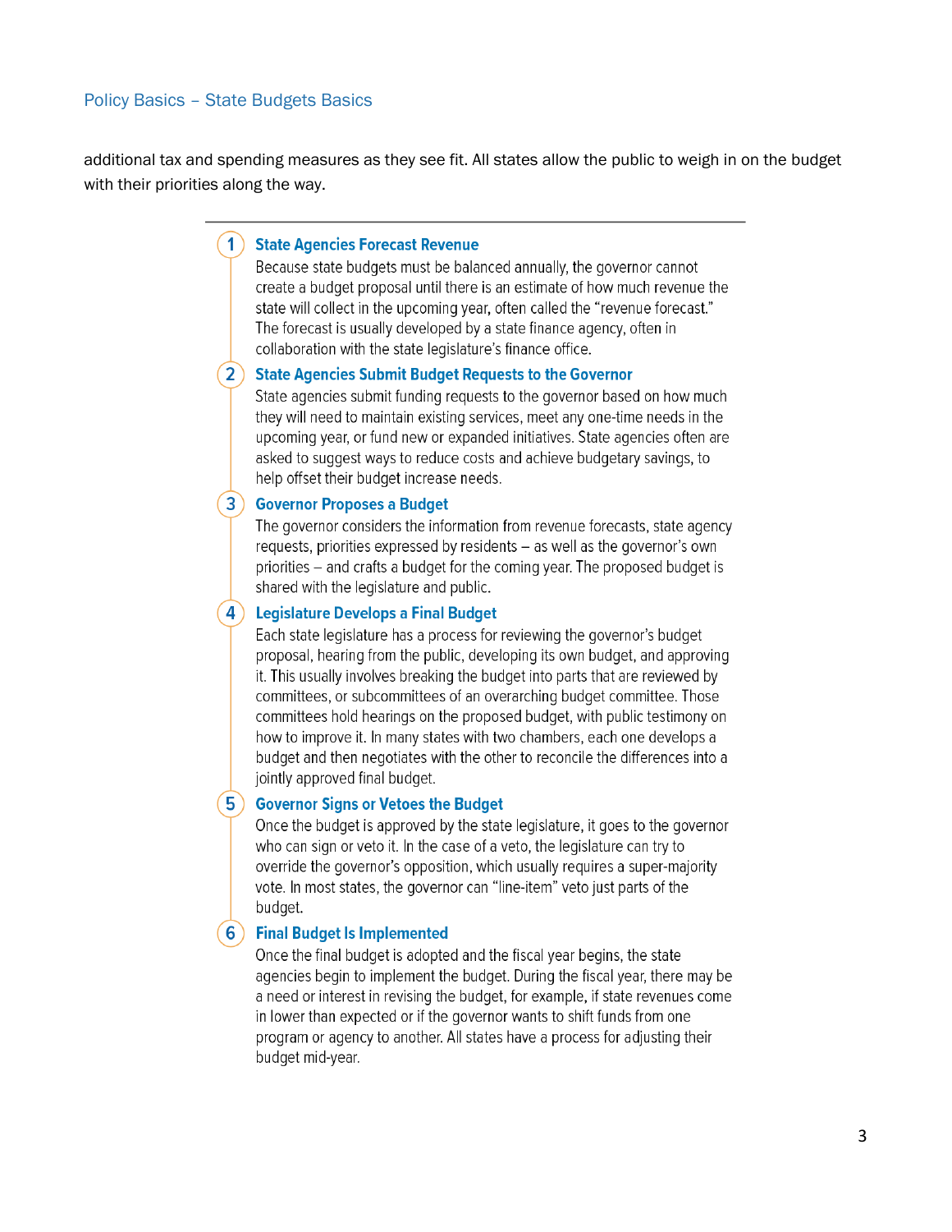additional tax and spending measures as they see fit. All states allow the public to weigh in on the budget with their priorities along the way.

---

1. **State Agencies Forecast Revenue**

   Because state budgets must be balanced annually, the governor cannot create a budget proposal until there is an estimate of how much revenue the state will collect in the upcoming year, often called the "revenue forecast." The forecast is usually developed by a state finance agency, often in collaboration with the state legislature's finance office.

2. **State Agencies Submit Budget Requests to the Governor**

   State agencies submit funding requests to the governor based on how much they will need to maintain existing services, meet any one-time needs in the upcoming year, or fund new or expanded initiatives. State agencies often are asked to suggest ways to reduce costs and achieve budgetary savings, to help offset their budget increase needs.

3. **Governor Proposes a Budget**

   The governor considers the information from revenue forecasts, state agency requests, priorities expressed by residents – as well as the governor's own priorities – and crafts a budget for the coming year. The proposed budget is shared with the legislature and public.

4. **Legislature Develops a Final Budget**

   Each state legislature has a process for reviewing the governor's budget proposal, hearing from the public, developing its own budget, and approving it. This usually involves breaking the budget into parts that are reviewed by committees, or subcommittees of an overarching budget committee. Those committees hold hearings on the proposed budget, with public testimony on how to improve it. In many states with two chambers, each one develops a budget and then negotiates with the other to reconcile the differences into a jointly approved final budget.

5. **Governor Signs or Vetoes the Budget**

   Once the budget is approved by the state legislature, it goes to the governor who can sign or veto it. In the case of a veto, the legislature can try to override the governor's opposition, which usually requires a super-majority vote. In most states, the governor can "line-item" veto just parts of the budget.

6. **Final Budget Is Implemented**

   Once the final budget is adopted and the fiscal year begins, the state agencies begin to implement the budget. During the fiscal year, there may be a need or interest in revising the budget, for example, if state revenues come in lower than expected or if the governor wants to shift funds from one program or agency to another. All states have a process for adjusting their budget mid-year.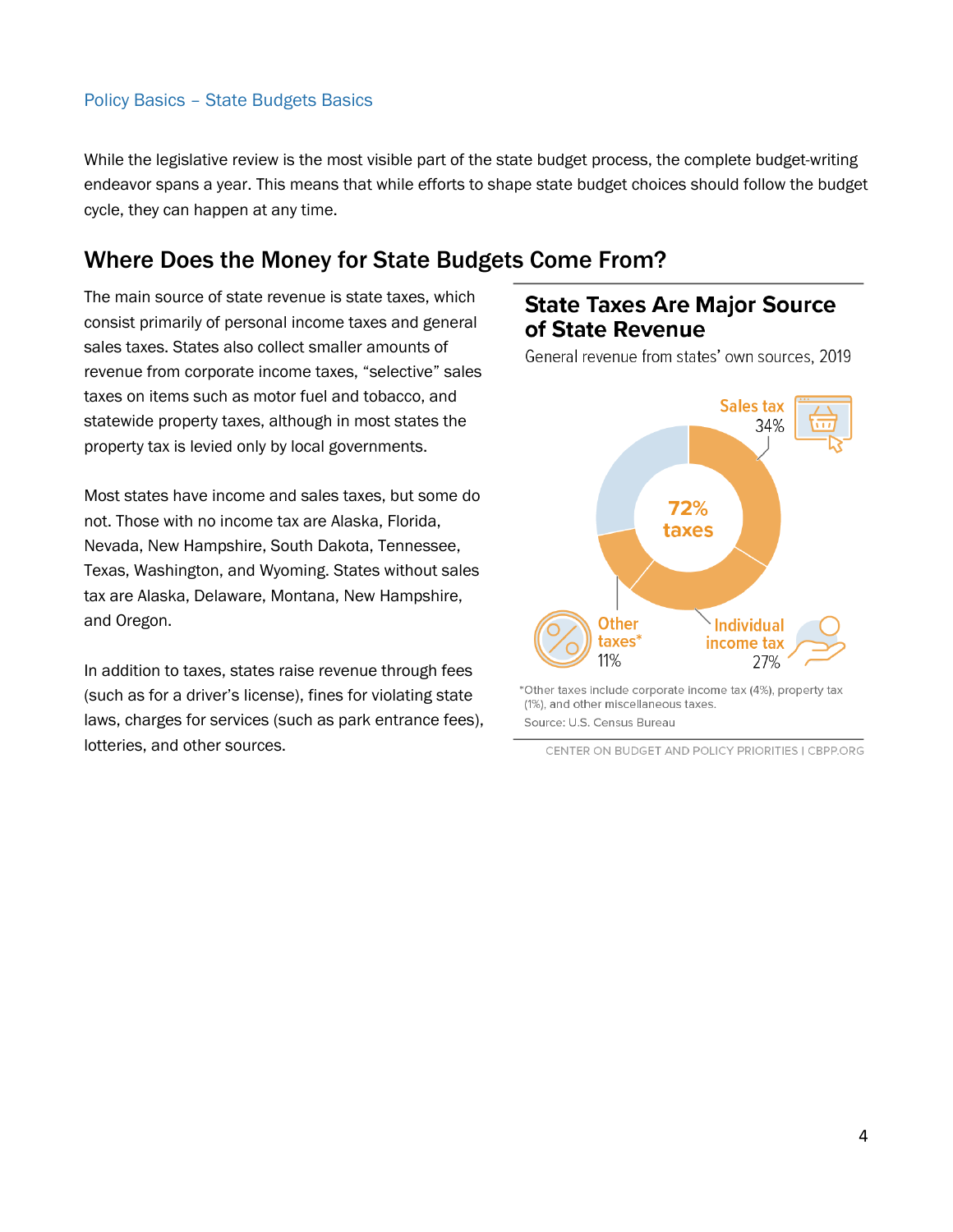While the legislative review is the most visible part of the state budget process, the complete budget-writing endeavor spans a year. This means that while efforts to shape state budget choices should follow the budget cycle, they can happen at any time.

## Where Does the Money for State Budgets Come From?

The main source of state revenue is state taxes, which consist primarily of personal income taxes and general sales taxes. States also collect smaller amounts of revenue from corporate income taxes, "selective" sales taxes on items such as motor fuel and tobacco, and statewide property taxes, although in most states the property tax is levied only by local governments.

Most states have income and sales taxes, but some do not. Those with no income tax are Alaska, Florida, Nevada, New Hampshire, South Dakota, Tennessee, Texas, Washington, and Wyoming. States without sales tax are Alaska, Delaware, Montana, New Hampshire, and Oregon.

In addition to taxes, states raise revenue through fees (such as for a driver's license), fines for violating state laws, charges for services (such as park entrance fees), lotteries, and other sources.

### State Taxes Are Major Source of State Revenue

General revenue from states' own sources, 2019

72% taxes

| Source | Share |
| --- | --- |
| Sales tax | 34% |
| Individual income tax | 27% |
| Other taxes* | 11% |

*Other taxes include corporate income tax (4%), property tax (1%), and other miscellaneous taxes.

Source: U.S. Census Bureau

CENTER ON BUDGET AND POLICY PRIORITIES | CBPP.ORG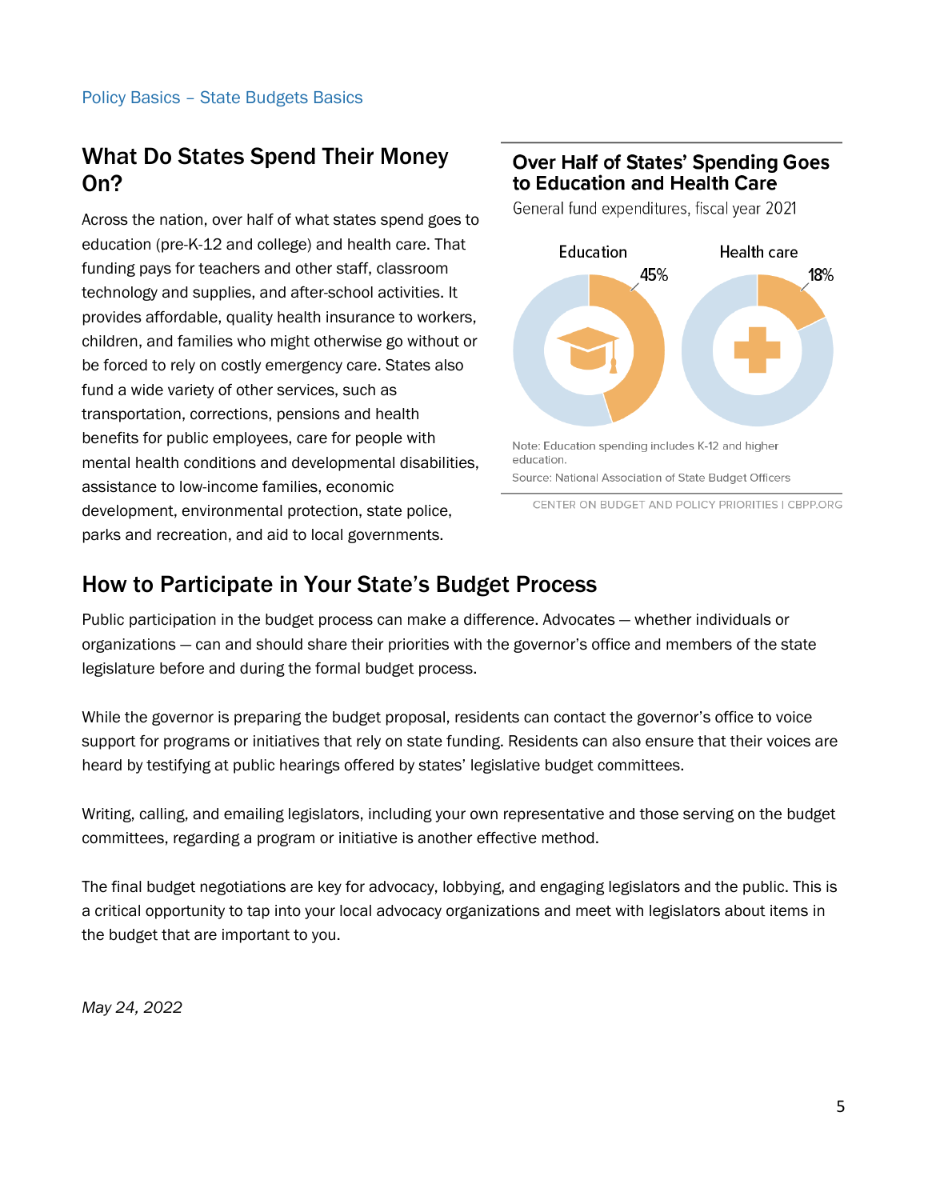Policy Basics – State Budgets Basics

## What Do States Spend Their Money On?

Across the nation, over half of what states spend goes to education (pre-K-12 and college) and health care. That funding pays for teachers and other staff, classroom technology and supplies, and after-school activities. It provides affordable, quality health insurance to workers, children, and families who might otherwise go without or be forced to rely on costly emergency care. States also fund a wide variety of other services, such as transportation, corrections, pensions and health benefits for public employees, care for people with mental health conditions and developmental disabilities, assistance to low-income families, economic development, environmental protection, state police, parks and recreation, and aid to local governments.

**Over Half of States' Spending Goes to Education and Health Care**

General fund expenditures, fiscal year 2021

Education
45%

Health care
18%

Note: Education spending includes K-12 and higher education.

Source: National Association of State Budget Officers

CENTER ON BUDGET AND POLICY PRIORITIES | CBPP.ORG

## How to Participate in Your State's Budget Process

Public participation in the budget process can make a difference. Advocates — whether individuals or organizations — can and should share their priorities with the governor's office and members of the state legislature before and during the formal budget process.

While the governor is preparing the budget proposal, residents can contact the governor's office to voice support for programs or initiatives that rely on state funding. Residents can also ensure that their voices are heard by testifying at public hearings offered by states' legislative budget committees.

Writing, calling, and emailing legislators, including your own representative and those serving on the budget committees, regarding a program or initiative is another effective method.

The final budget negotiations are key for advocacy, lobbying, and engaging legislators and the public. This is a critical opportunity to tap into your local advocacy organizations and meet with legislators about items in the budget that are important to you.

*May 24, 2022*